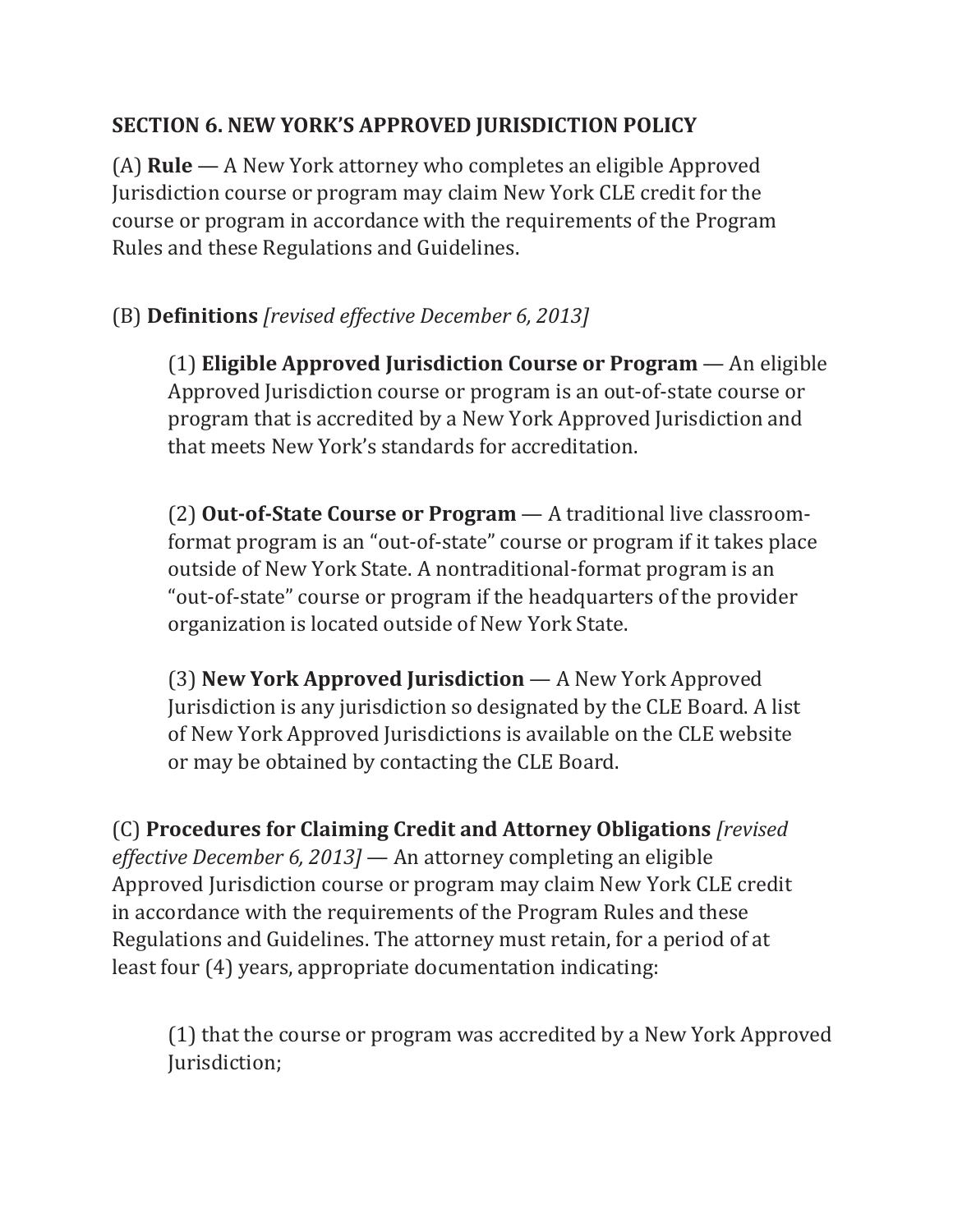## SECTION 6. NEW YORK'S APPROVED JURISDICTION POLICY

(A) **Rule** — A New York attorney who completes an eligible Approved Jurisdiction course or program may claim New York CLE credit for the course or program in accordance with the requirements of the Program Rules and these Regulations and Guidelines.

(B) **Definitions** *[revised effective December 6, 2013]*

> (1) **Eligible Approved Jurisdiction Course or Program** — An eligible Approved Jurisdiction course or program is an out-of-state course or program that is accredited by a New York Approved Jurisdiction and that meets New York's standards for accreditation.
>
> (2) **Out-of-State Course or Program** — A traditional live classroom-format program is an "out-of-state" course or program if it takes place outside of New York State. A nontraditional-format program is an "out-of-state" course or program if the headquarters of the provider organization is located outside of New York State.
>
> (3) **New York Approved Jurisdiction** — A New York Approved Jurisdiction is any jurisdiction so designated by the CLE Board. A list of New York Approved Jurisdictions is available on the CLE website or may be obtained by contacting the CLE Board.

(C) **Procedures for Claiming Credit and Attorney Obligations** *[revised effective December 6, 2013]* — An attorney completing an eligible Approved Jurisdiction course or program may claim New York CLE credit in accordance with the requirements of the Program Rules and these Regulations and Guidelines. The attorney must retain, for a period of at least four (4) years, appropriate documentation indicating:

> (1) that the course or program was accredited by a New York Approved Jurisdiction;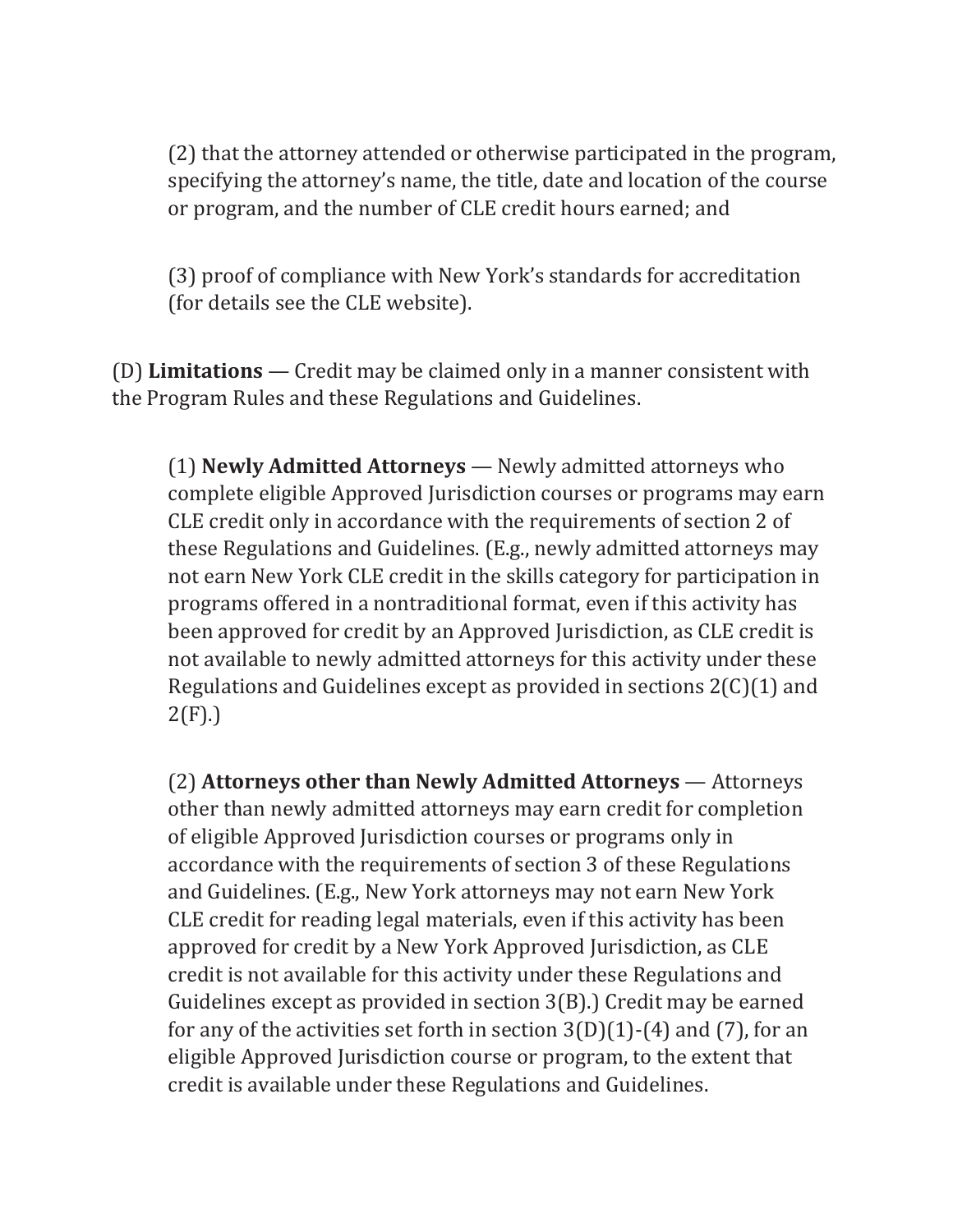(2) that the attorney attended or otherwise participated in the program, specifying the attorney's name, the title, date and location of the course or program, and the number of CLE credit hours earned; and

(3) proof of compliance with New York's standards for accreditation (for details see the CLE website).

(D) **Limitations** — Credit may be claimed only in a manner consistent with the Program Rules and these Regulations and Guidelines.

(1) **Newly Admitted Attorneys** — Newly admitted attorneys who complete eligible Approved Jurisdiction courses or programs may earn CLE credit only in accordance with the requirements of section 2 of these Regulations and Guidelines. (E.g., newly admitted attorneys may not earn New York CLE credit in the skills category for participation in programs offered in a nontraditional format, even if this activity has been approved for credit by an Approved Jurisdiction, as CLE credit is not available to newly admitted attorneys for this activity under these Regulations and Guidelines except as provided in sections 2(C)(1) and 2(F).)

(2) **Attorneys other than Newly Admitted Attorneys** — Attorneys other than newly admitted attorneys may earn credit for completion of eligible Approved Jurisdiction courses or programs only in accordance with the requirements of section 3 of these Regulations and Guidelines. (E.g., New York attorneys may not earn New York CLE credit for reading legal materials, even if this activity has been approved for credit by a New York Approved Jurisdiction, as CLE credit is not available for this activity under these Regulations and Guidelines except as provided in section 3(B).) Credit may be earned for any of the activities set forth in section 3(D)(1)-(4) and (7), for an eligible Approved Jurisdiction course or program, to the extent that credit is available under these Regulations and Guidelines.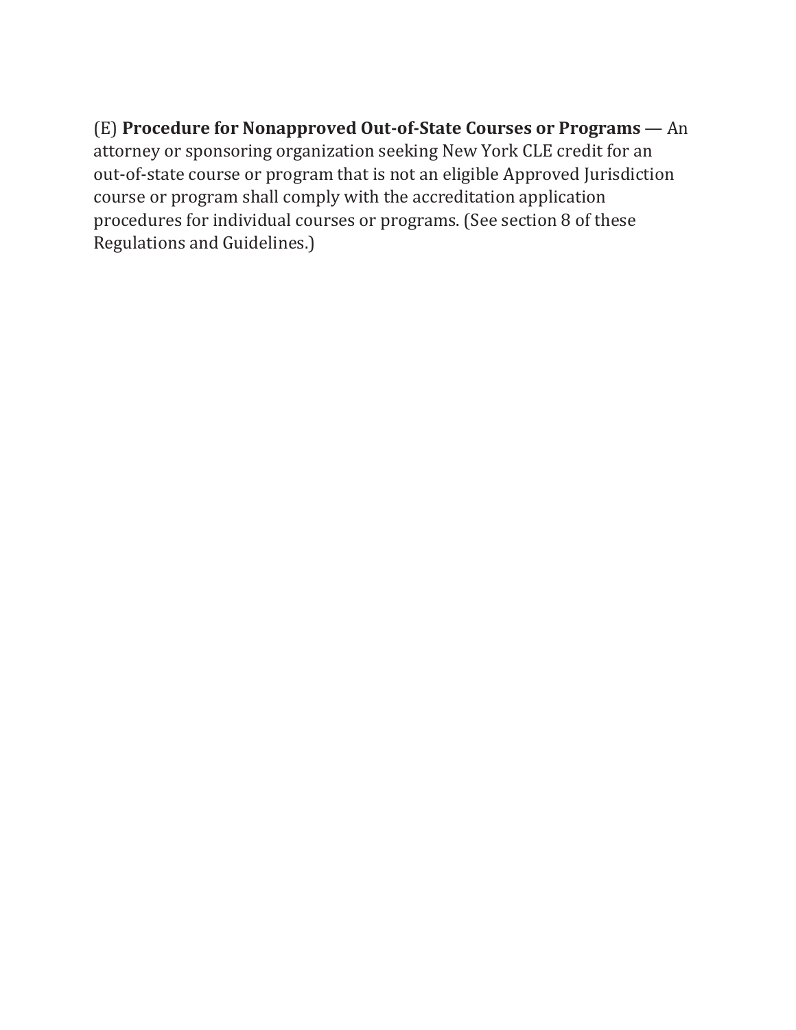(E) **Procedure for Nonapproved Out-of-State Courses or Programs** — An attorney or sponsoring organization seeking New York CLE credit for an out-of-state course or program that is not an eligible Approved Jurisdiction course or program shall comply with the accreditation application procedures for individual courses or programs. (See section 8 of these Regulations and Guidelines.)